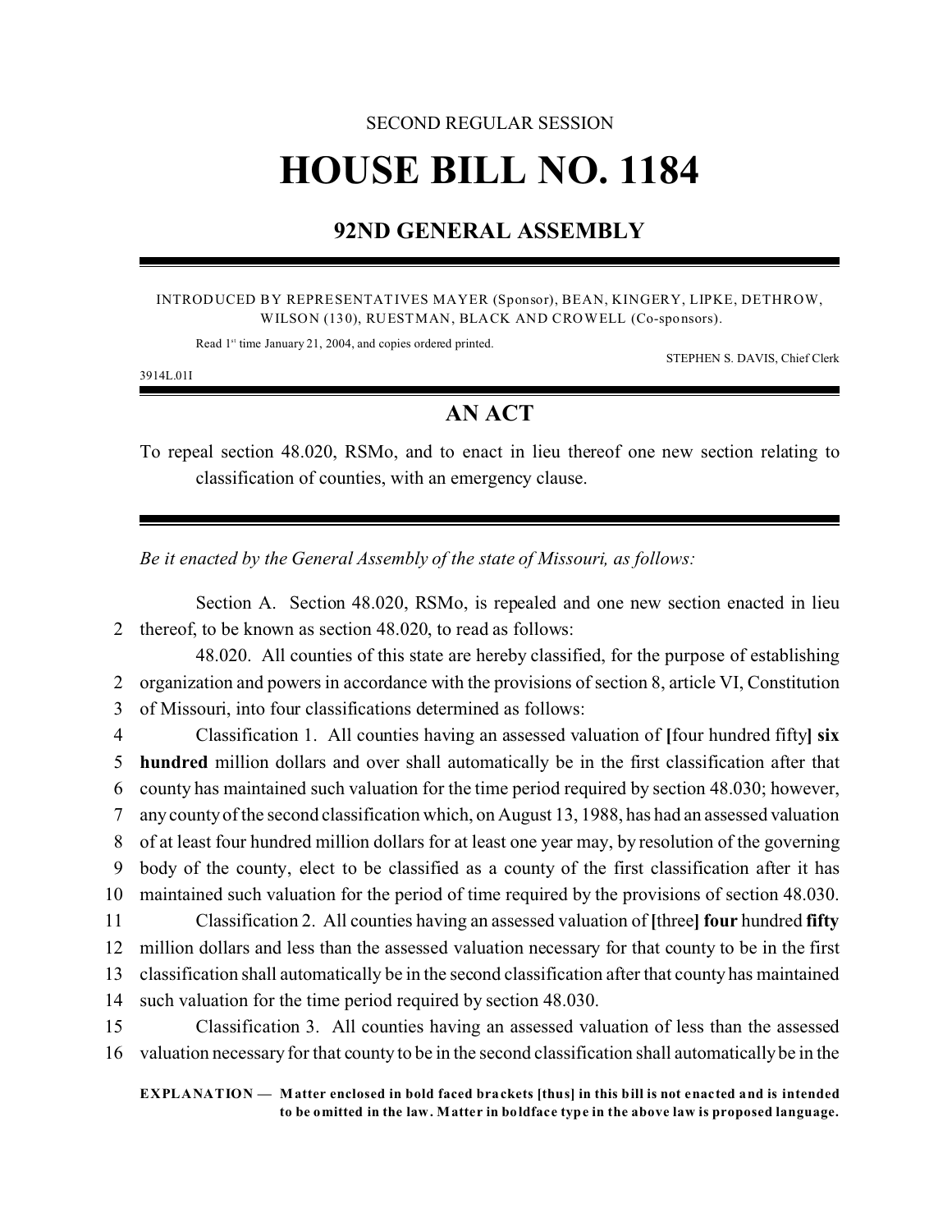SECOND REGULAR SESSION

# HOUSE BILL NO. 1184

## 92ND GENERAL ASSEMBLY

INTRODUCED BY REPRESENTATIVES MAYER (Sponsor), BEAN, KINGERY, LIPKE, DETHROW, WILSON (130), RUESTMAN, BLACK AND CROWELL (Co-sponsors).

Read 1st time January 21, 2004, and copies ordered printed.

STEPHEN S. DAVIS, Chief Clerk

3914L.01I

## AN ACT

To repeal section 48.020, RSMo, and to enact in lieu thereof one new section relating to classification of counties, with an emergency clause.

*Be it enacted by the General Assembly of the state of Missouri, as follows:*

Section A. Section 48.020, RSMo, is repealed and one new section enacted in lieu
2 thereof, to be known as section 48.020, to read as follows:

48.020. All counties of this state are hereby classified, for the purpose of establishing
2 organization and powers in accordance with the provisions of section 8, article VI, Constitution
3 of Missouri, into four classifications determined as follows:
4 Classification 1. All counties having an assessed valuation of **[**four hundred fifty**]** **six**
5 **hundred** million dollars and over shall automatically be in the first classification after that
6 county has maintained such valuation for the time period required by section 48.030; however,
7 any county of the second classification which, on August 13, 1988, has had an assessed valuation
8 of at least four hundred million dollars for at least one year may, by resolution of the governing
9 body of the county, elect to be classified as a county of the first classification after it has
10 maintained such valuation for the period of time required by the provisions of section 48.030.
11 Classification 2. All counties having an assessed valuation of **[**three**]** **four** hundred **fifty**
12 million dollars and less than the assessed valuation necessary for that county to be in the first
13 classification shall automatically be in the second classification after that county has maintained
14 such valuation for the time period required by section 48.030.
15 Classification 3. All counties having an assessed valuation of less than the assessed
16 valuation necessary for that county to be in the second classification shall automatically be in the

**EXPLANATION — Matter enclosed in bold faced brackets [thus] in this bill is not enacted and is intended to be omitted in the law. Matter in boldface type in the above law is proposed language.**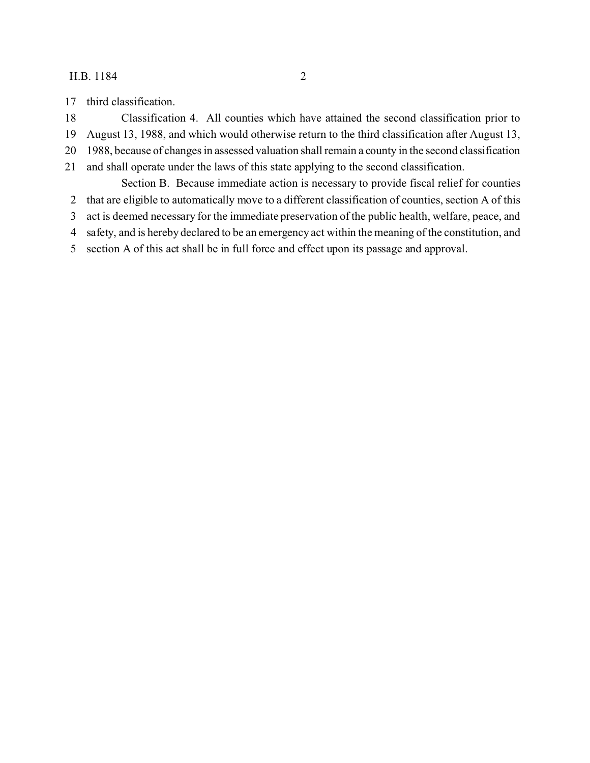third classification.

Classification 4. All counties which have attained the second classification prior to August 13, 1988, and which would otherwise return to the third classification after August 13, 1988, because of changes in assessed valuation shall remain a county in the second classification and shall operate under the laws of this state applying to the second classification.

Section B. Because immediate action is necessary to provide fiscal relief for counties that are eligible to automatically move to a different classification of counties, section A of this act is deemed necessary for the immediate preservation of the public health, welfare, peace, and safety, and is hereby declared to be an emergency act within the meaning of the constitution, and section A of this act shall be in full force and effect upon its passage and approval.